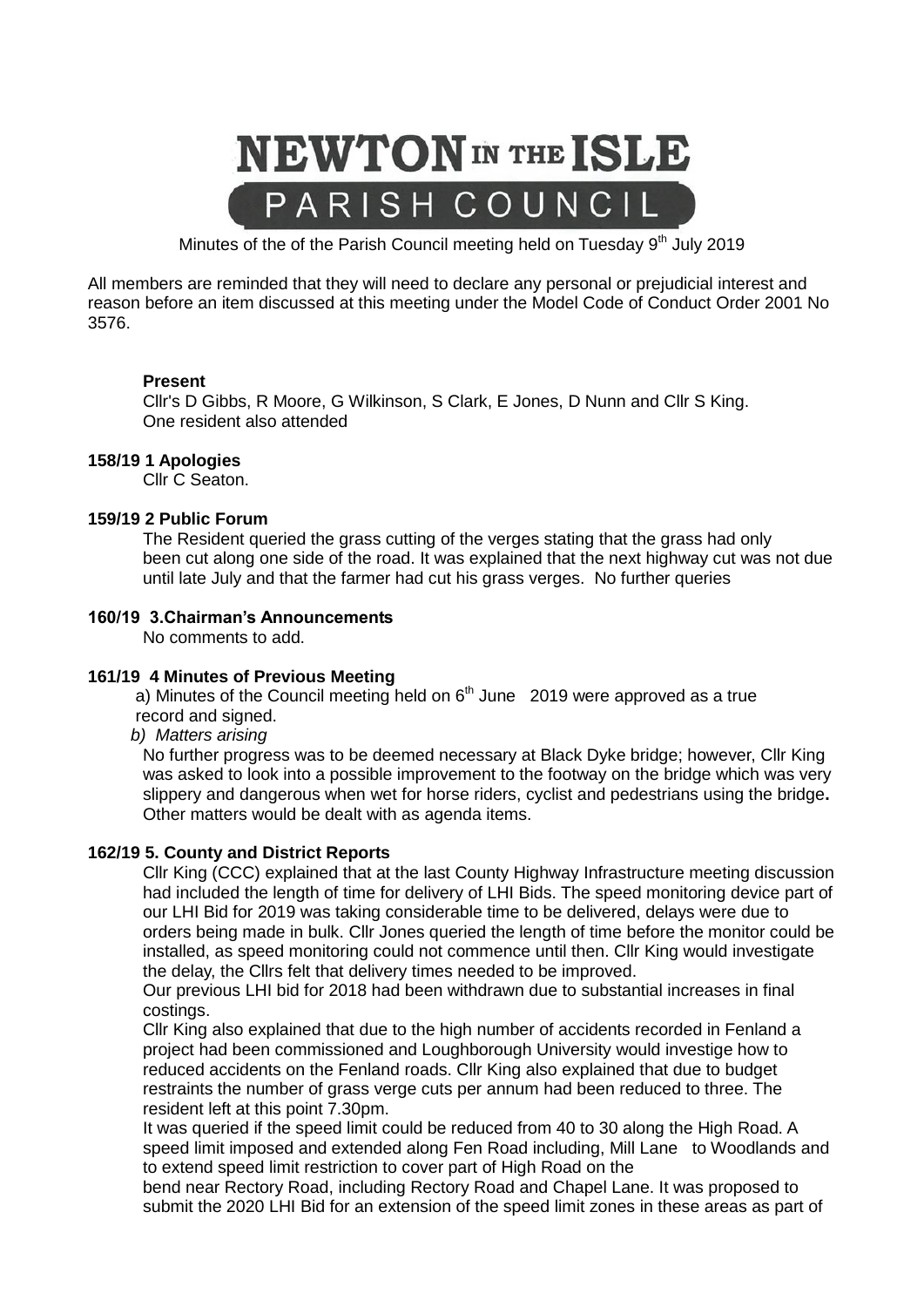# NEWTON IN THE ISLE

## PARISH COUNCIL

Minutes of the of the Parish Council meeting held on Tuesday 9th July 2019

All members are reminded that they will need to declare any personal or prejudicial interest and reason before an item discussed at this meeting under the Model Code of Conduct Order 2001 No 3576.

**Present**

Cllr's D Gibbs, R Moore, G Wilkinson, S Clark, E Jones, D Nunn and Cllr S King.
One resident also attended

**158/19 1 Apologies**

Cllr C Seaton.

**159/19 2 Public Forum**

The Resident queried the grass cutting of the verges stating that the grass had only been cut along one side of the road. It was explained that the next highway cut was not due until late July and that the farmer had cut his grass verges. No further queries

**160/19 3.Chairman's Announcements**

No comments to add.

**161/19 4 Minutes of Previous Meeting**

a) Minutes of the Council meeting held on 6th June 2019 were approved as a true record and signed.

*b) Matters arising*

No further progress was to be deemed necessary at Black Dyke bridge; however, Cllr King was asked to look into a possible improvement to the footway on the bridge which was very slippery and dangerous when wet for horse riders, cyclist and pedestrians using the bridge**.** Other matters would be dealt with as agenda items.

**162/19 5. County and District Reports**

Cllr King (CCC) explained that at the last County Highway Infrastructure meeting discussion had included the length of time for delivery of LHI Bids. The speed monitoring device part of our LHI Bid for 2019 was taking considerable time to be delivered, delays were due to orders being made in bulk. Cllr Jones queried the length of time before the monitor could be installed, as speed monitoring could not commence until then. Cllr King would investigate the delay, the Cllrs felt that delivery times needed to be improved.

Our previous LHI bid for 2018 had been withdrawn due to substantial increases in final costings.

Cllr King also explained that due to the high number of accidents recorded in Fenland a project had been commissioned and Loughborough University would investige how to reduced accidents on the Fenland roads. Cllr King also explained that due to budget restraints the number of grass verge cuts per annum had been reduced to three. The resident left at this point 7.30pm.

It was queried if the speed limit could be reduced from 40 to 30 along the High Road. A speed limit imposed and extended along Fen Road including, Mill Lane to Woodlands and to extend speed limit restriction to cover part of High Road on the bend near Rectory Road, including Rectory Road and Chapel Lane. It was proposed to submit the 2020 LHI Bid for an extension of the speed limit zones in these areas as part of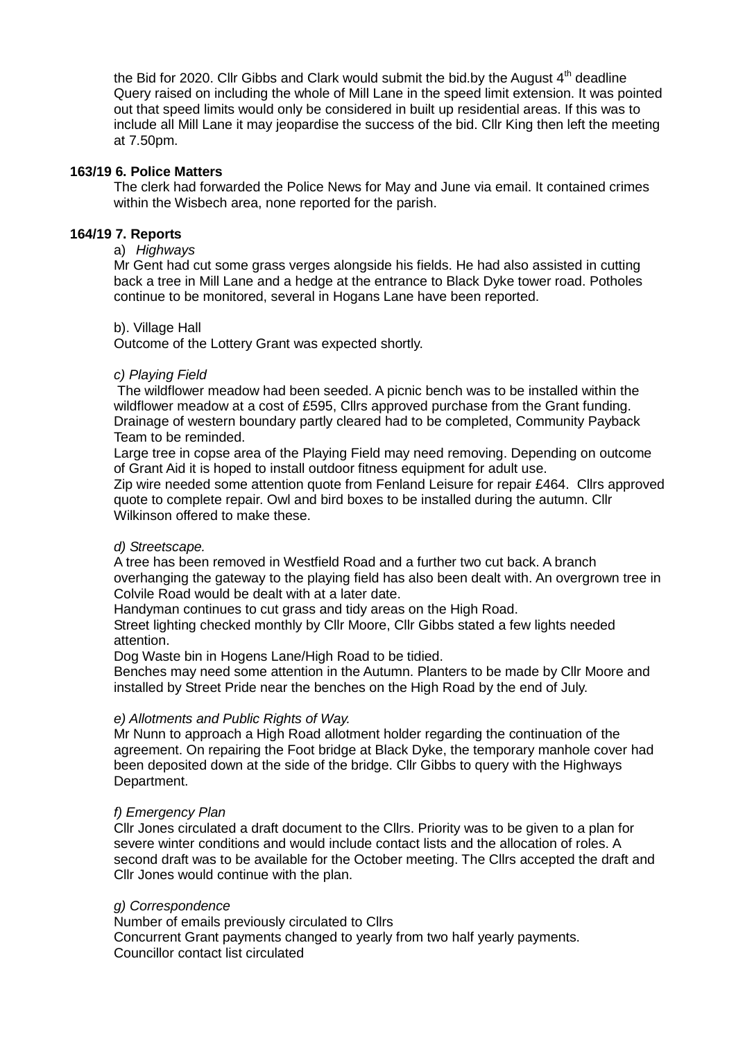the Bid for 2020. Cllr Gibbs and Clark would submit the bid.by the August 4th deadline Query raised on including the whole of Mill Lane in the speed limit extension. It was pointed out that speed limits would only be considered in built up residential areas. If this was to include all Mill Lane it may jeopardise the success of the bid. Cllr King then left the meeting at 7.50pm.

**163/19 6. Police Matters**

The clerk had forwarded the Police News for May and June via email. It contained crimes within the Wisbech area, none reported for the parish.

**164/19 7. Reports**

a) *Highways*

Mr Gent had cut some grass verges alongside his fields. He had also assisted in cutting back a tree in Mill Lane and a hedge at the entrance to Black Dyke tower road. Potholes continue to be monitored, several in Hogans Lane have been reported.

b). Village Hall

Outcome of the Lottery Grant was expected shortly.

*c) Playing Field*

The wildflower meadow had been seeded. A picnic bench was to be installed within the wildflower meadow at a cost of £595, Cllrs approved purchase from the Grant funding. Drainage of western boundary partly cleared had to be completed, Community Payback Team to be reminded.

Large tree in copse area of the Playing Field may need removing. Depending on outcome of Grant Aid it is hoped to install outdoor fitness equipment for adult use.

Zip wire needed some attention quote from Fenland Leisure for repair £464. Cllrs approved quote to complete repair. Owl and bird boxes to be installed during the autumn. Cllr Wilkinson offered to make these.

*d) Streetscape.*

A tree has been removed in Westfield Road and a further two cut back. A branch overhanging the gateway to the playing field has also been dealt with. An overgrown tree in Colvile Road would be dealt with at a later date.

Handyman continues to cut grass and tidy areas on the High Road.

Street lighting checked monthly by Cllr Moore, Cllr Gibbs stated a few lights needed attention.

Dog Waste bin in Hogens Lane/High Road to be tidied.

Benches may need some attention in the Autumn. Planters to be made by Cllr Moore and installed by Street Pride near the benches on the High Road by the end of July.

*e) Allotments and Public Rights of Way.*

Mr Nunn to approach a High Road allotment holder regarding the continuation of the agreement. On repairing the Foot bridge at Black Dyke, the temporary manhole cover had been deposited down at the side of the bridge. Cllr Gibbs to query with the Highways Department.

*f) Emergency Plan*

Cllr Jones circulated a draft document to the Cllrs. Priority was to be given to a plan for severe winter conditions and would include contact lists and the allocation of roles. A second draft was to be available for the October meeting. The Cllrs accepted the draft and Cllr Jones would continue with the plan.

*g) Correspondence*

Number of emails previously circulated to Cllrs

Concurrent Grant payments changed to yearly from two half yearly payments.

Councillor contact list circulated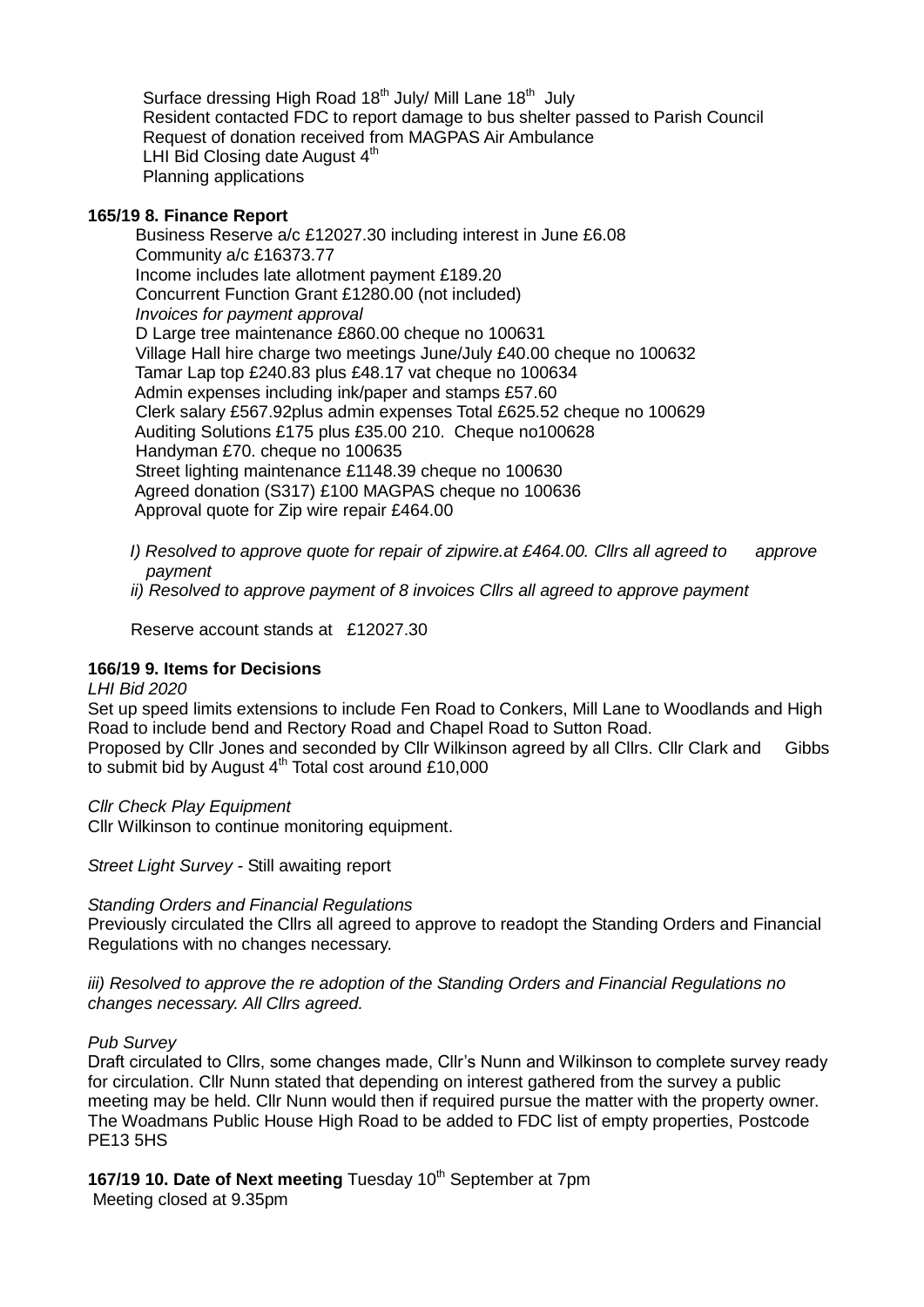Surface dressing High Road 18th July/ Mill Lane 18th July
Resident contacted FDC to report damage to bus shelter passed to Parish Council
Request of donation received from MAGPAS Air Ambulance
LHI Bid Closing date August 4th
Planning applications

**165/19 8. Finance Report**

Business Reserve a/c £12027.30 including interest in June £6.08
Community a/c £16373.77
Income includes late allotment payment £189.20
Concurrent Function Grant £1280.00 (not included)
*Invoices for payment approval*
D Large tree maintenance £860.00 cheque no 100631
Village Hall hire charge two meetings June/July £40.00 cheque no 100632
Tamar Lap top £240.83 plus £48.17 vat cheque no 100634
Admin expenses including ink/paper and stamps £57.60
Clerk salary £567.92plus admin expenses Total £625.52 cheque no 100629
Auditing Solutions £175 plus £35.00 210. Cheque no100628
Handyman £70. cheque no 100635
Street lighting maintenance £1148.39 cheque no 100630
Agreed donation (S317) £100 MAGPAS cheque no 100636
Approval quote for Zip wire repair £464.00

*I) Resolved to approve quote for repair of zipwire.at £464.00. Cllrs all agreed to approve payment*

*ii) Resolved to approve payment of 8 invoices Cllrs all agreed to approve payment*

Reserve account stands at £12027.30

**166/19 9. Items for Decisions**

*LHI Bid 2020*

Set up speed limits extensions to include Fen Road to Conkers, Mill Lane to Woodlands and High Road to include bend and Rectory Road and Chapel Road to Sutton Road.
Proposed by Cllr Jones and seconded by Cllr Wilkinson agreed by all Cllrs. Cllr Clark and Gibbs to submit bid by August 4th Total cost around £10,000

*Cllr Check Play Equipment*

Cllr Wilkinson to continue monitoring equipment.

*Street Light Survey* - Still awaiting report

*Standing Orders and Financial Regulations*

Previously circulated the Cllrs all agreed to approve to readopt the Standing Orders and Financial Regulations with no changes necessary.

*iii) Resolved to approve the re adoption of the Standing Orders and Financial Regulations no changes necessary. All Cllrs agreed.*

*Pub Survey*

Draft circulated to Cllrs, some changes made, Cllr's Nunn and Wilkinson to complete survey ready for circulation. Cllr Nunn stated that depending on interest gathered from the survey a public meeting may be held. Cllr Nunn would then if required pursue the matter with the property owner. The Woadmans Public House High Road to be added to FDC list of empty properties, Postcode PE13 5HS

**167/19 10. Date of Next meeting** Tuesday 10th September at 7pm

Meeting closed at 9.35pm